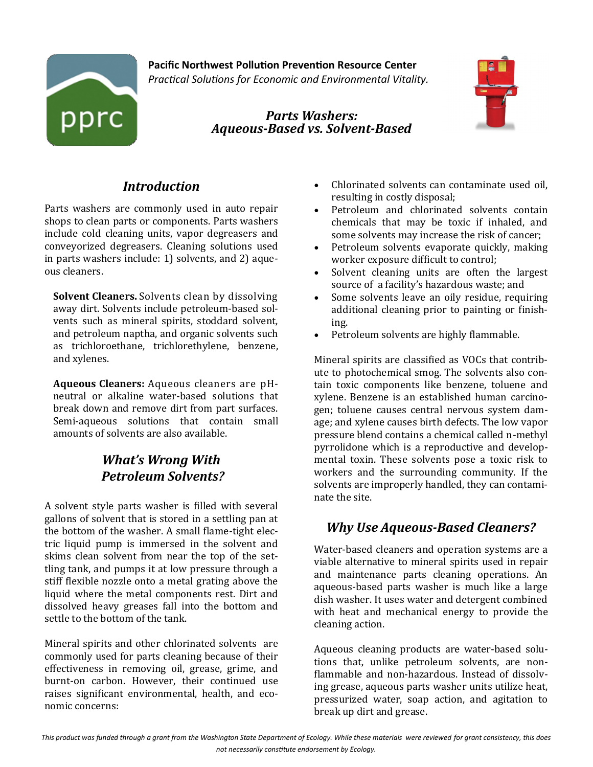**Pacific Northwest Pollution Prevention Resource Center**
*Practical Solutions for Economic and Environmental Vitality.*

# *Parts Washers: Aqueous-Based vs. Solvent-Based*

## *Introduction*

Parts washers are commonly used in auto repair shops to clean parts or components. Parts washers include cold cleaning units, vapor degreasers and conveyorized degreasers. Cleaning solutions used in parts washers include: 1) solvents, and 2) aqueous cleaners.

**Solvent Cleaners.** Solvents clean by dissolving away dirt. Solvents include petroleum-based solvents such as mineral spirits, stoddard solvent, and petroleum naptha, and organic solvents such as trichloroethane, trichlorethylene, benzene, and xylenes.

**Aqueous Cleaners:** Aqueous cleaners are pH-neutral or alkaline water-based solutions that break down and remove dirt from part surfaces. Semi-aqueous solutions that contain small amounts of solvents are also available.

## *What's Wrong With Petroleum Solvents?*

A solvent style parts washer is filled with several gallons of solvent that is stored in a settling pan at the bottom of the washer. A small flame-tight electric liquid pump is immersed in the solvent and skims clean solvent from near the top of the settling tank, and pumps it at low pressure through a stiff flexible nozzle onto a metal grating above the liquid where the metal components rest. Dirt and dissolved heavy greases fall into the bottom and settle to the bottom of the tank.

Mineral spirits and other chlorinated solvents are commonly used for parts cleaning because of their effectiveness in removing oil, grease, grime, and burnt-on carbon. However, their continued use raises significant environmental, health, and economic concerns:

- Chlorinated solvents can contaminate used oil, resulting in costly disposal;
- Petroleum and chlorinated solvents contain chemicals that may be toxic if inhaled, and some solvents may increase the risk of cancer;
- Petroleum solvents evaporate quickly, making worker exposure difficult to control;
- Solvent cleaning units are often the largest source of a facility's hazardous waste; and
- Some solvents leave an oily residue, requiring additional cleaning prior to painting or finishing.
- Petroleum solvents are highly flammable.

Mineral spirits are classified as VOCs that contribute to photochemical smog. The solvents also contain toxic components like benzene, toluene and xylene. Benzene is an established human carcinogen; toluene causes central nervous system damage; and xylene causes birth defects. The low vapor pressure blend contains a chemical called n-methyl pyrrolidone which is a reproductive and developmental toxin. These solvents pose a toxic risk to workers and the surrounding community. If the solvents are improperly handled, they can contaminate the site.

## *Why Use Aqueous-Based Cleaners?*

Water-based cleaners and operation systems are a viable alternative to mineral spirits used in repair and maintenance parts cleaning operations. An aqueous-based parts washer is much like a large dish washer. It uses water and detergent combined with heat and mechanical energy to provide the cleaning action.

Aqueous cleaning products are water-based solutions that, unlike petroleum solvents, are non-flammable and non-hazardous. Instead of dissolving grease, aqueous parts washer units utilize heat, pressurized water, soap action, and agitation to break up dirt and grease.

*This product was funded through a grant from the Washington State Department of Ecology. While these materials were reviewed for grant consistency, this does not necessarily constitute endorsement by Ecology.*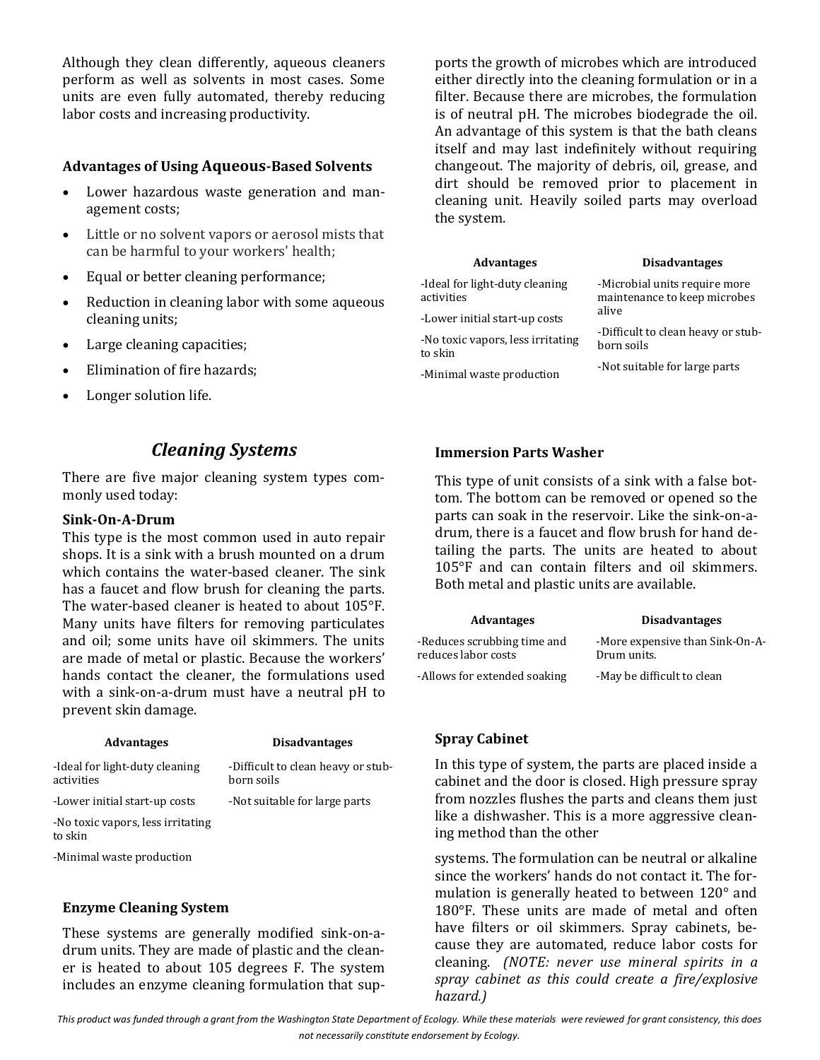Although they clean differently, aqueous cleaners perform as well as solvents in most cases. Some units are even fully automated, thereby reducing labor costs and increasing productivity.

### Advantages of Using Aqueous-Based Solvents

- Lower hazardous waste generation and management costs;
- Little or no solvent vapors or aerosol mists that can be harmful to your workers' health;
- Equal or better cleaning performance;
- Reduction in cleaning labor with some aqueous cleaning units;
- Large cleaning capacities;
- Elimination of fire hazards;
- Longer solution life.

## *Cleaning Systems*

There are five major cleaning system types commonly used today:

### Sink-On-A-Drum

This type is the most common used in auto repair shops. It is a sink with a brush mounted on a drum which contains the water-based cleaner. The sink has a faucet and flow brush for cleaning the parts. The water-based cleaner is heated to about 105°F. Many units have filters for removing particulates and oil; some units have oil skimmers. The units are made of metal or plastic. Because the workers' hands contact the cleaner, the formulations used with a sink-on-a-drum must have a neutral pH to prevent skin damage.

| Advantages | Disadvantages |
|---|---|
| -Ideal for light-duty cleaning activities | -Difficult to clean heavy or stubborn soils |
| -Lower initial start-up costs | -Not suitable for large parts |
| -No toxic vapors, less irritating to skin | |
| -Minimal waste production | |

### Enzyme Cleaning System

These systems are generally modified sink-on-a-drum units. They are made of plastic and the cleaner is heated to about 105 degrees F. The system includes an enzyme cleaning formulation that supports the growth of microbes which are introduced either directly into the cleaning formulation or in a filter. Because there are microbes, the formulation is of neutral pH. The microbes biodegrade the oil. An advantage of this system is that the bath cleans itself and may last indefinitely without requiring changeout. The majority of debris, oil, grease, and dirt should be removed prior to placement in cleaning unit. Heavily soiled parts may overload the system.

| Advantages | Disadvantages |
|---|---|
| -Ideal for light-duty cleaning activities | -Microbial units require more maintenance to keep microbes alive |
| -Lower initial start-up costs | -Difficult to clean heavy or stubborn soils |
| -No toxic vapors, less irritating to skin | -Not suitable for large parts |
| -Minimal waste production | |

### Immersion Parts Washer

This type of unit consists of a sink with a false bottom. The bottom can be removed or opened so the parts can soak in the reservoir. Like the sink-on-a-drum, there is a faucet and flow brush for hand detailing the parts. The units are heated to about 105°F and can contain filters and oil skimmers. Both metal and plastic units are available.

| Advantages | Disadvantages |
|---|---|
| -Reduces scrubbing time and reduces labor costs | -More expensive than Sink-On-A-Drum units. |
| -Allows for extended soaking | -May be difficult to clean |

### Spray Cabinet

In this type of system, the parts are placed inside a cabinet and the door is closed. High pressure spray from nozzles flushes the parts and cleans them just like a dishwasher. This is a more aggressive cleaning method than the other systems. The formulation can be neutral or alkaline since the workers' hands do not contact it. The formulation is generally heated to between 120° and 180°F. These units are made of metal and often have filters or oil skimmers. Spray cabinets, because they are automated, reduce labor costs for cleaning. *(NOTE: never use mineral spirits in a spray cabinet as this could create a fire/explosive hazard.)*

*This product was funded through a grant from the Washington State Department of Ecology. While these materials were reviewed for grant consistency, this does not necessarily constitute endorsement by Ecology.*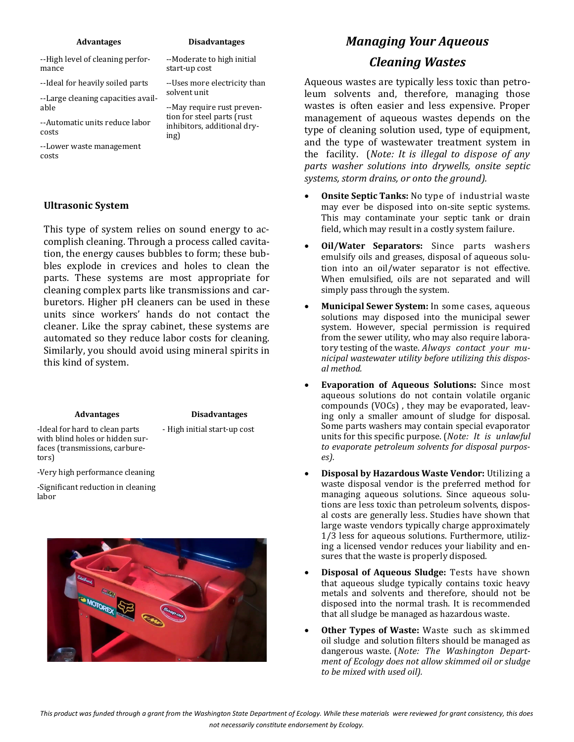| Advantages | Disadvantages |
|---|---|
| --High level of cleaning performance | --Moderate to high initial start-up cost |
| --Ideal for heavily soiled parts | --Uses more electricity than solvent unit |
| --Large cleaning capacities available | --May require rust prevention for steel parts (rust inhibitors, additional drying) |
| --Automatic units reduce labor costs | |
| --Lower waste management costs | |

### Ultrasonic System

This type of system relies on sound energy to accomplish cleaning. Through a process called cavitation, the energy causes bubbles to form; these bubbles explode in crevices and holes to clean the parts. These systems are most appropriate for cleaning complex parts like transmissions and carburetors. Higher pH cleaners can be used in these units since workers' hands do not contact the cleaner. Like the spray cabinet, these systems are automated so they reduce labor costs for cleaning. Similarly, you should avoid using mineral spirits in this kind of system.

| Advantages | Disadvantages |
|---|---|
| -Ideal for hard to clean parts with blind holes or hidden surfaces (transmissions, carburetors) | - High initial start-up cost |
| -Very high performance cleaning | |
| -Significant reduction in cleaning labor | |

## *Managing Your Aqueous Cleaning Wastes*

Aqueous wastes are typically less toxic than petroleum solvents and, therefore, managing those wastes is often easier and less expensive. Proper management of aqueous wastes depends on the type of cleaning solution used, type of equipment, and the type of wastewater treatment system in the facility. (*Note: It is illegal to dispose of any parts washer solutions into drywells, onsite septic systems, storm drains, or onto the ground).*

- **Onsite Septic Tanks:** No type of industrial waste may ever be disposed into on-site septic systems. This may contaminate your septic tank or drain field, which may result in a costly system failure.
- **Oil/Water Separators:** Since parts washers emulsify oils and greases, disposal of aqueous solution into an oil/water separator is not effective. When emulsified, oils are not separated and will simply pass through the system.
- **Municipal Sewer System:** In some cases, aqueous solutions may disposed into the municipal sewer system. However, special permission is required from the sewer utility, who may also require laboratory testing of the waste. *Always contact your municipal wastewater utility before utilizing this disposal method.*
- **Evaporation of Aqueous Solutions:** Since most aqueous solutions do not contain volatile organic compounds (VOCs) , they may be evaporated, leaving only a smaller amount of sludge for disposal. Some parts washers may contain special evaporator units for this specific purpose. (*Note: It is unlawful to evaporate petroleum solvents for disposal purposes).*
- **Disposal by Hazardous Waste Vendor:** Utilizing a waste disposal vendor is the preferred method for managing aqueous solutions. Since aqueous solutions are less toxic than petroleum solvents, disposal costs are generally less. Studies have shown that large waste vendors typically charge approximately 1/3 less for aqueous solutions. Furthermore, utilizing a licensed vendor reduces your liability and ensures that the waste is properly disposed.
- **Disposal of Aqueous Sludge:** Tests have shown that aqueous sludge typically contains toxic heavy metals and solvents and therefore, should not be disposed into the normal trash. It is recommended that all sludge be managed as hazardous waste.
- **Other Types of Waste:** Waste such as skimmed oil sludge and solution filters should be managed as dangerous waste. (*Note: The Washington Department of Ecology does not allow skimmed oil or sludge to be mixed with used oil).*

*This product was funded through a grant from the Washington State Department of Ecology. While these materials were reviewed for grant consistency, this does not necessarily constitute endorsement by Ecology.*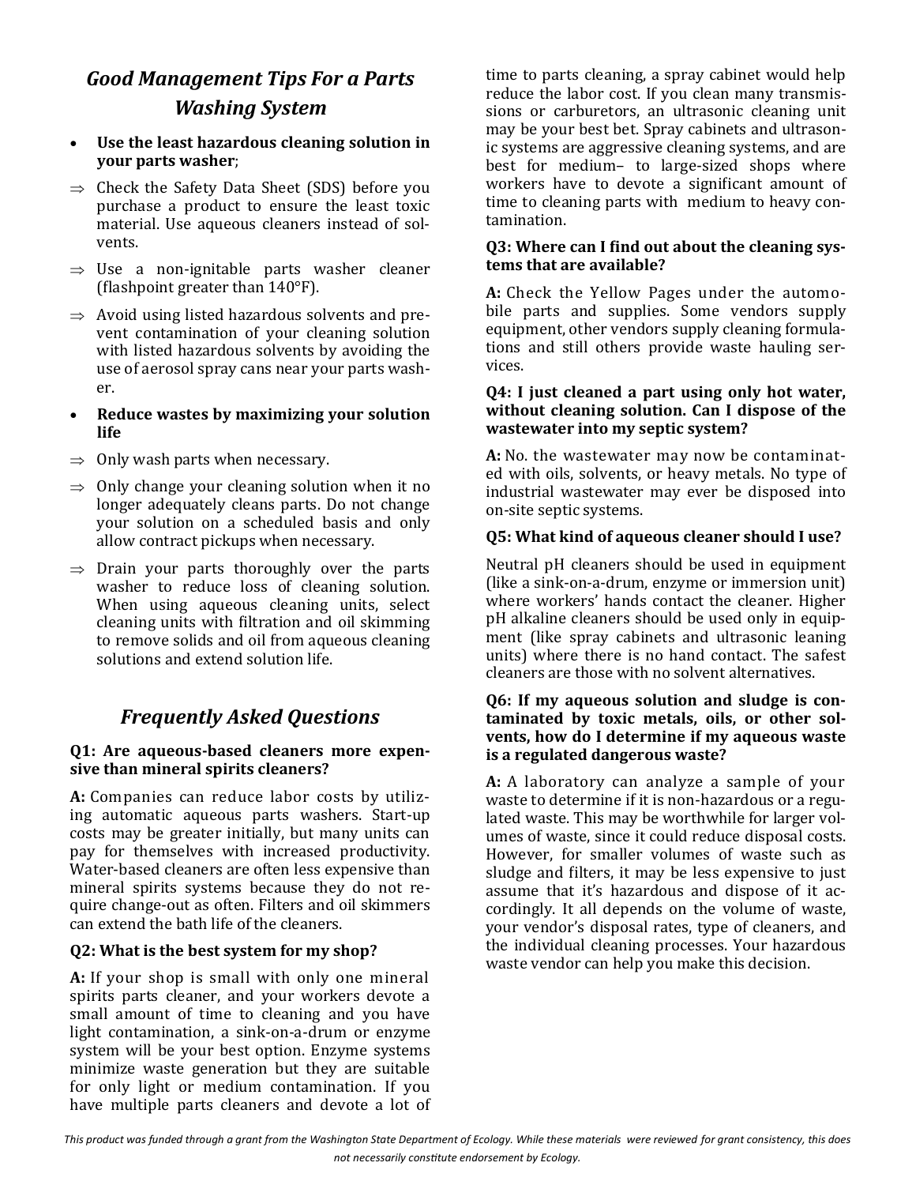## *Good Management Tips For a Parts Washing System*

- **Use the least hazardous cleaning solution in your parts washer**;

⇒ Check the Safety Data Sheet (SDS) before you purchase a product to ensure the least toxic material. Use aqueous cleaners instead of solvents.

⇒ Use a non-ignitable parts washer cleaner (flashpoint greater than 140°F).

⇒ Avoid using listed hazardous solvents and prevent contamination of your cleaning solution with listed hazardous solvents by avoiding the use of aerosol spray cans near your parts washer.

- **Reduce wastes by maximizing your solution life**

⇒ Only wash parts when necessary.

⇒ Only change your cleaning solution when it no longer adequately cleans parts. Do not change your solution on a scheduled basis and only allow contract pickups when necessary.

⇒ Drain your parts thoroughly over the parts washer to reduce loss of cleaning solution. When using aqueous cleaning units, select cleaning units with filtration and oil skimming to remove solids and oil from aqueous cleaning solutions and extend solution life.

## *Frequently Asked Questions*

**Q1: Are aqueous-based cleaners more expensive than mineral spirits cleaners?**

**A:** Companies can reduce labor costs by utilizing automatic aqueous parts washers. Start-up costs may be greater initially, but many units can pay for themselves with increased productivity. Water-based cleaners are often less expensive than mineral spirits systems because they do not require change-out as often. Filters and oil skimmers can extend the bath life of the cleaners.

**Q2: What is the best system for my shop?**

**A:** If your shop is small with only one mineral spirits parts cleaner, and your workers devote a small amount of time to cleaning and you have light contamination, a sink-on-a-drum or enzyme system will be your best option. Enzyme systems minimize waste generation but they are suitable for only light or medium contamination. If you have multiple parts cleaners and devote a lot of time to parts cleaning, a spray cabinet would help reduce the labor cost. If you clean many transmissions or carburetors, an ultrasonic cleaning unit may be your best bet. Spray cabinets and ultrasonic systems are aggressive cleaning systems, and are best for medium– to large-sized shops where workers have to devote a significant amount of time to cleaning parts with medium to heavy contamination.

**Q3: Where can I find out about the cleaning systems that are available?**

**A:** Check the Yellow Pages under the automobile parts and supplies. Some vendors supply equipment, other vendors supply cleaning formulations and still others provide waste hauling services.

**Q4: I just cleaned a part using only hot water, without cleaning solution. Can I dispose of the wastewater into my septic system?**

**A:** No. the wastewater may now be contaminated with oils, solvents, or heavy metals. No type of industrial wastewater may ever be disposed into on-site septic systems.

**Q5: What kind of aqueous cleaner should I use?**

Neutral pH cleaners should be used in equipment (like a sink-on-a-drum, enzyme or immersion unit) where workers' hands contact the cleaner. Higher pH alkaline cleaners should be used only in equipment (like spray cabinets and ultrasonic leaning units) where there is no hand contact. The safest cleaners are those with no solvent alternatives.

**Q6: If my aqueous solution and sludge is contaminated by toxic metals, oils, or other solvents, how do I determine if my aqueous waste is a regulated dangerous waste?**

**A:** A laboratory can analyze a sample of your waste to determine if it is non-hazardous or a regulated waste. This may be worthwhile for larger volumes of waste, since it could reduce disposal costs. However, for smaller volumes of waste such as sludge and filters, it may be less expensive to just assume that it's hazardous and dispose of it accordingly. It all depends on the volume of waste, your vendor's disposal rates, type of cleaners, and the individual cleaning processes. Your hazardous waste vendor can help you make this decision.

*This product was funded through a grant from the Washington State Department of Ecology. While these materials were reviewed for grant consistency, this does not necessarily constitute endorsement by Ecology.*